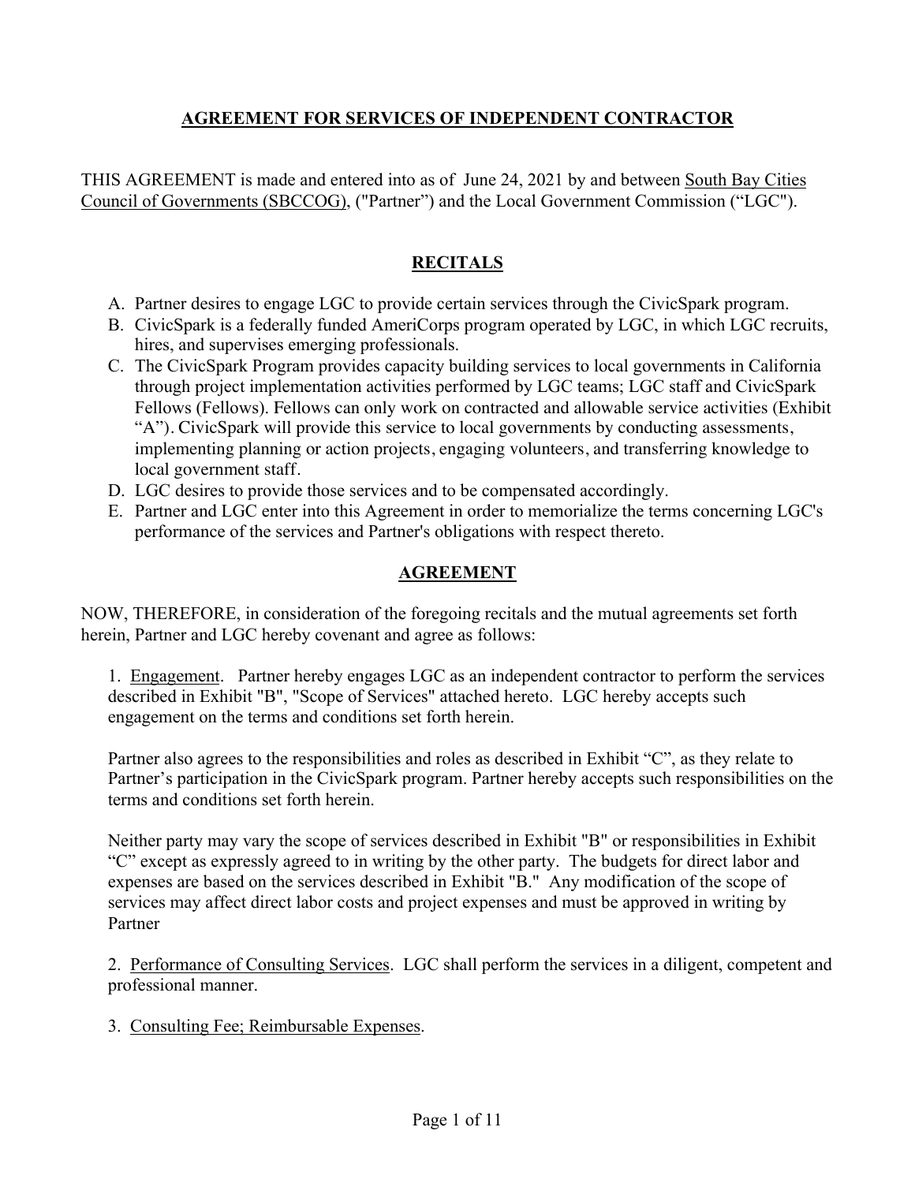# AGREEMENT FOR SERVICES OF INDEPENDENT CONTRACTOR

THIS AGREEMENT is made and entered into as of June 24, 2021 by and between South Bay Cities Council of Governments (SBCCOG), ("Partner") and the Local Government Commission ("LGC").

## RECITALS

A. Partner desires to engage LGC to provide certain services through the CivicSpark program.

B. CivicSpark is a federally funded AmeriCorps program operated by LGC, in which LGC recruits, hires, and supervises emerging professionals.

C. The CivicSpark Program provides capacity building services to local governments in California through project implementation activities performed by LGC teams; LGC staff and CivicSpark Fellows (Fellows). Fellows can only work on contracted and allowable service activities (Exhibit "A"). CivicSpark will provide this service to local governments by conducting assessments, implementing planning or action projects, engaging volunteers, and transferring knowledge to local government staff.

D. LGC desires to provide those services and to be compensated accordingly.

E. Partner and LGC enter into this Agreement in order to memorialize the terms concerning LGC's performance of the services and Partner's obligations with respect thereto.

## AGREEMENT

NOW, THEREFORE, in consideration of the foregoing recitals and the mutual agreements set forth herein, Partner and LGC hereby covenant and agree as follows:

1. Engagement. Partner hereby engages LGC as an independent contractor to perform the services described in Exhibit "B", "Scope of Services" attached hereto. LGC hereby accepts such engagement on the terms and conditions set forth herein.

Partner also agrees to the responsibilities and roles as described in Exhibit "C", as they relate to Partner's participation in the CivicSpark program. Partner hereby accepts such responsibilities on the terms and conditions set forth herein.

Neither party may vary the scope of services described in Exhibit "B" or responsibilities in Exhibit "C" except as expressly agreed to in writing by the other party. The budgets for direct labor and expenses are based on the services described in Exhibit "B." Any modification of the scope of services may affect direct labor costs and project expenses and must be approved in writing by Partner

2. Performance of Consulting Services. LGC shall perform the services in a diligent, competent and professional manner.

3. Consulting Fee; Reimbursable Expenses.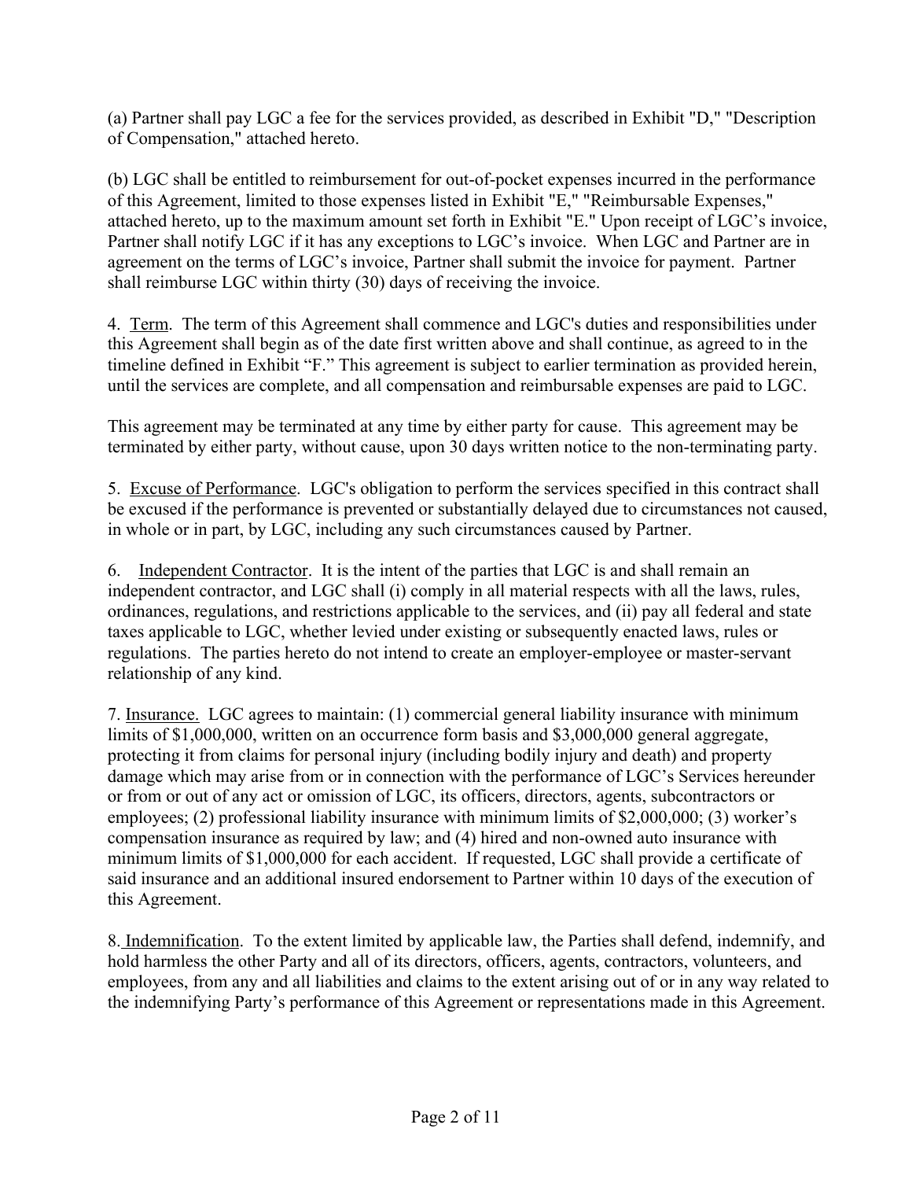(a) Partner shall pay LGC a fee for the services provided, as described in Exhibit "D," "Description of Compensation," attached hereto.

(b) LGC shall be entitled to reimbursement for out-of-pocket expenses incurred in the performance of this Agreement, limited to those expenses listed in Exhibit "E," "Reimbursable Expenses," attached hereto, up to the maximum amount set forth in Exhibit "E." Upon receipt of LGC's invoice, Partner shall notify LGC if it has any exceptions to LGC's invoice. When LGC and Partner are in agreement on the terms of LGC's invoice, Partner shall submit the invoice for payment. Partner shall reimburse LGC within thirty (30) days of receiving the invoice.

4. <u>Term</u>. The term of this Agreement shall commence and LGC's duties and responsibilities under this Agreement shall begin as of the date first written above and shall continue, as agreed to in the timeline defined in Exhibit "F." This agreement is subject to earlier termination as provided herein, until the services are complete, and all compensation and reimbursable expenses are paid to LGC.

This agreement may be terminated at any time by either party for cause. This agreement may be terminated by either party, without cause, upon 30 days written notice to the non-terminating party.

5. <u>Excuse of Performance</u>. LGC's obligation to perform the services specified in this contract shall be excused if the performance is prevented or substantially delayed due to circumstances not caused, in whole or in part, by LGC, including any such circumstances caused by Partner.

6. <u>Independent Contractor</u>. It is the intent of the parties that LGC is and shall remain an independent contractor, and LGC shall (i) comply in all material respects with all the laws, rules, ordinances, regulations, and restrictions applicable to the services, and (ii) pay all federal and state taxes applicable to LGC, whether levied under existing or subsequently enacted laws, rules or regulations. The parties hereto do not intend to create an employer-employee or master-servant relationship of any kind.

7. <u>Insurance.</u> LGC agrees to maintain: (1) commercial general liability insurance with minimum limits of $1,000,000, written on an occurrence form basis and $3,000,000 general aggregate, protecting it from claims for personal injury (including bodily injury and death) and property damage which may arise from or in connection with the performance of LGC's Services hereunder or from or out of any act or omission of LGC, its officers, directors, agents, subcontractors or employees; (2) professional liability insurance with minimum limits of $2,000,000; (3) worker's compensation insurance as required by law; and (4) hired and non-owned auto insurance with minimum limits of $1,000,000 for each accident. If requested, LGC shall provide a certificate of said insurance and an additional insured endorsement to Partner within 10 days of the execution of this Agreement.

8. <u>Indemnification</u>. To the extent limited by applicable law, the Parties shall defend, indemnify, and hold harmless the other Party and all of its directors, officers, agents, contractors, volunteers, and employees, from any and all liabilities and claims to the extent arising out of or in any way related to the indemnifying Party's performance of this Agreement or representations made in this Agreement.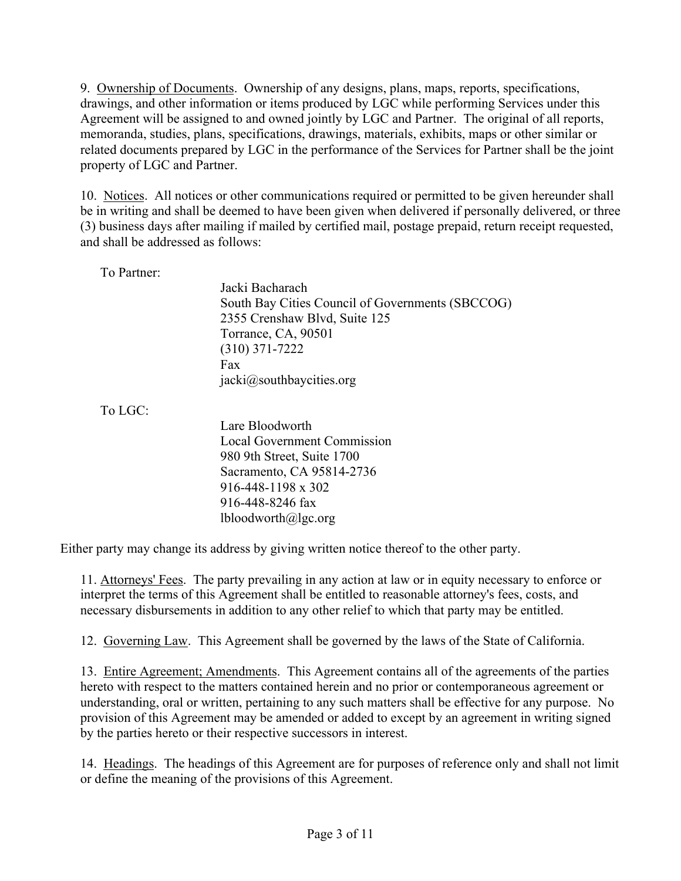9. <u>Ownership of Documents</u>. Ownership of any designs, plans, maps, reports, specifications, drawings, and other information or items produced by LGC while performing Services under this Agreement will be assigned to and owned jointly by LGC and Partner. The original of all reports, memoranda, studies, plans, specifications, drawings, materials, exhibits, maps or other similar or related documents prepared by LGC in the performance of the Services for Partner shall be the joint property of LGC and Partner.

10. <u>Notices</u>. All notices or other communications required or permitted to be given hereunder shall be in writing and shall be deemed to have been given when delivered if personally delivered, or three (3) business days after mailing if mailed by certified mail, postage prepaid, return receipt requested, and shall be addressed as follows:

To Partner:

Jacki Bacharach
South Bay Cities Council of Governments (SBCCOG)
2355 Crenshaw Blvd, Suite 125
Torrance, CA, 90501
(310) 371-7222
Fax
jacki@southbaycities.org

To LGC:

Lare Bloodworth
Local Government Commission
980 9th Street, Suite 1700
Sacramento, CA 95814-2736
916-448-1198 x 302
916-448-8246 fax
lbloodworth@lgc.org

Either party may change its address by giving written notice thereof to the other party.

11. <u>Attorneys' Fees</u>. The party prevailing in any action at law or in equity necessary to enforce or interpret the terms of this Agreement shall be entitled to reasonable attorney's fees, costs, and necessary disbursements in addition to any other relief to which that party may be entitled.

12. <u>Governing Law</u>. This Agreement shall be governed by the laws of the State of California.

13. <u>Entire Agreement; Amendments</u>. This Agreement contains all of the agreements of the parties hereto with respect to the matters contained herein and no prior or contemporaneous agreement or understanding, oral or written, pertaining to any such matters shall be effective for any purpose. No provision of this Agreement may be amended or added to except by an agreement in writing signed by the parties hereto or their respective successors in interest.

14. <u>Headings</u>. The headings of this Agreement are for purposes of reference only and shall not limit or define the meaning of the provisions of this Agreement.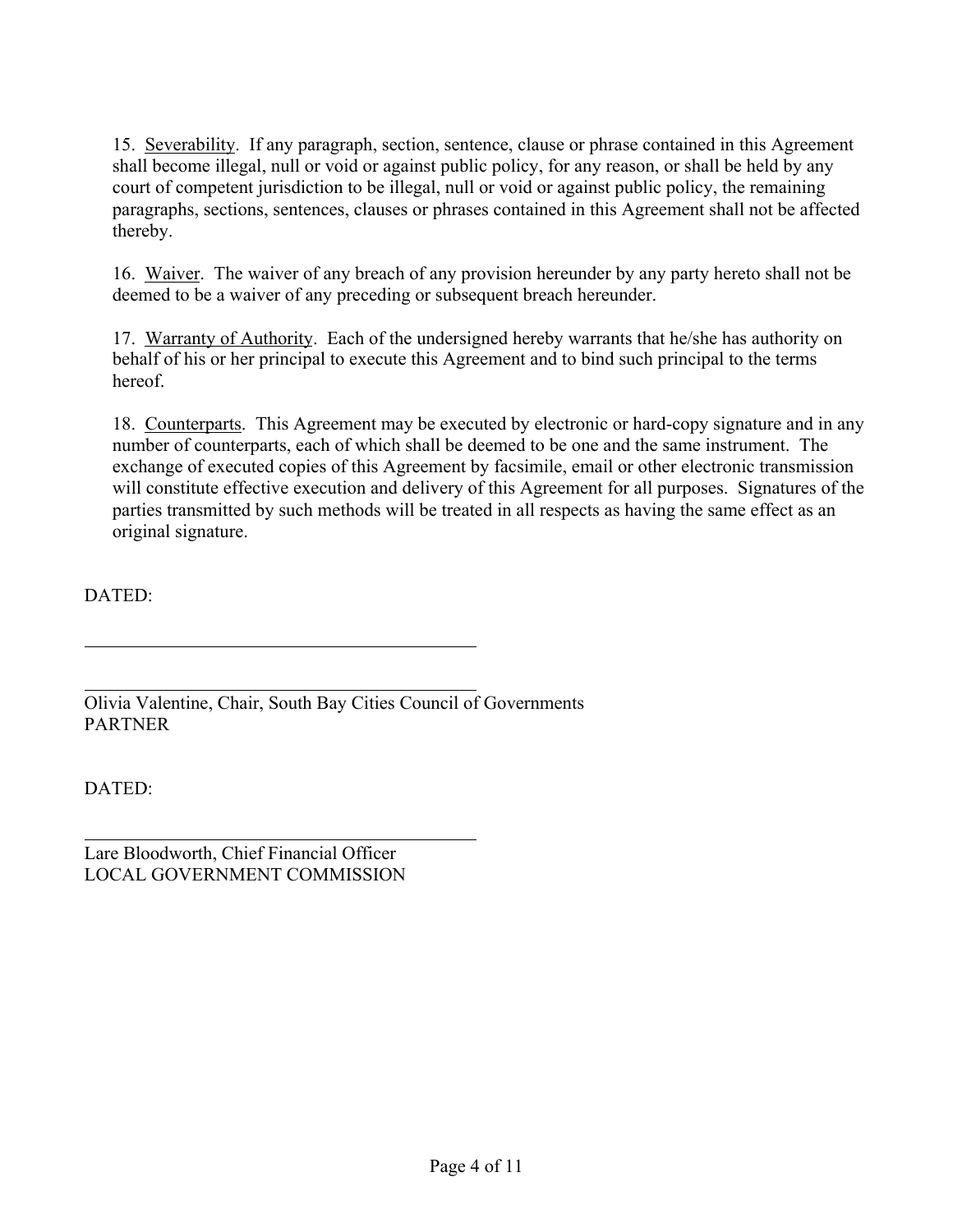15. <u>Severability</u>. If any paragraph, section, sentence, clause or phrase contained in this Agreement shall become illegal, null or void or against public policy, for any reason, or shall be held by any court of competent jurisdiction to be illegal, null or void or against public policy, the remaining paragraphs, sections, sentences, clauses or phrases contained in this Agreement shall not be affected thereby.

16. <u>Waiver</u>. The waiver of any breach of any provision hereunder by any party hereto shall not be deemed to be a waiver of any preceding or subsequent breach hereunder.

17. <u>Warranty of Authority</u>. Each of the undersigned hereby warrants that he/she has authority on behalf of his or her principal to execute this Agreement and to bind such principal to the terms hereof.

18. <u>Counterparts</u>. This Agreement may be executed by electronic or hard-copy signature and in any number of counterparts, each of which shall be deemed to be one and the same instrument. The exchange of executed copies of this Agreement by facsimile, email or other electronic transmission will constitute effective execution and delivery of this Agreement for all purposes. Signatures of the parties transmitted by such methods will be treated in all respects as having the same effect as an original signature.

DATED:

\_\_\_\_\_\_\_\_\_\_\_\_\_\_\_\_\_\_\_\_\_\_\_\_\_\_\_\_\_\_\_\_\_\_\_\_\_\_\_\_\_\_\_\_

\_\_\_\_\_\_\_\_\_\_\_\_\_\_\_\_\_\_\_\_\_\_\_\_\_\_\_\_\_\_\_\_\_\_\_\_\_\_\_\_\_\_\_\_
Olivia Valentine, Chair, South Bay Cities Council of Governments
PARTNER

DATED:

\_\_\_\_\_\_\_\_\_\_\_\_\_\_\_\_\_\_\_\_\_\_\_\_\_\_\_\_\_\_\_\_\_\_\_\_\_\_\_\_\_\_\_\_
Lare Bloodworth, Chief Financial Officer
LOCAL GOVERNMENT COMMISSION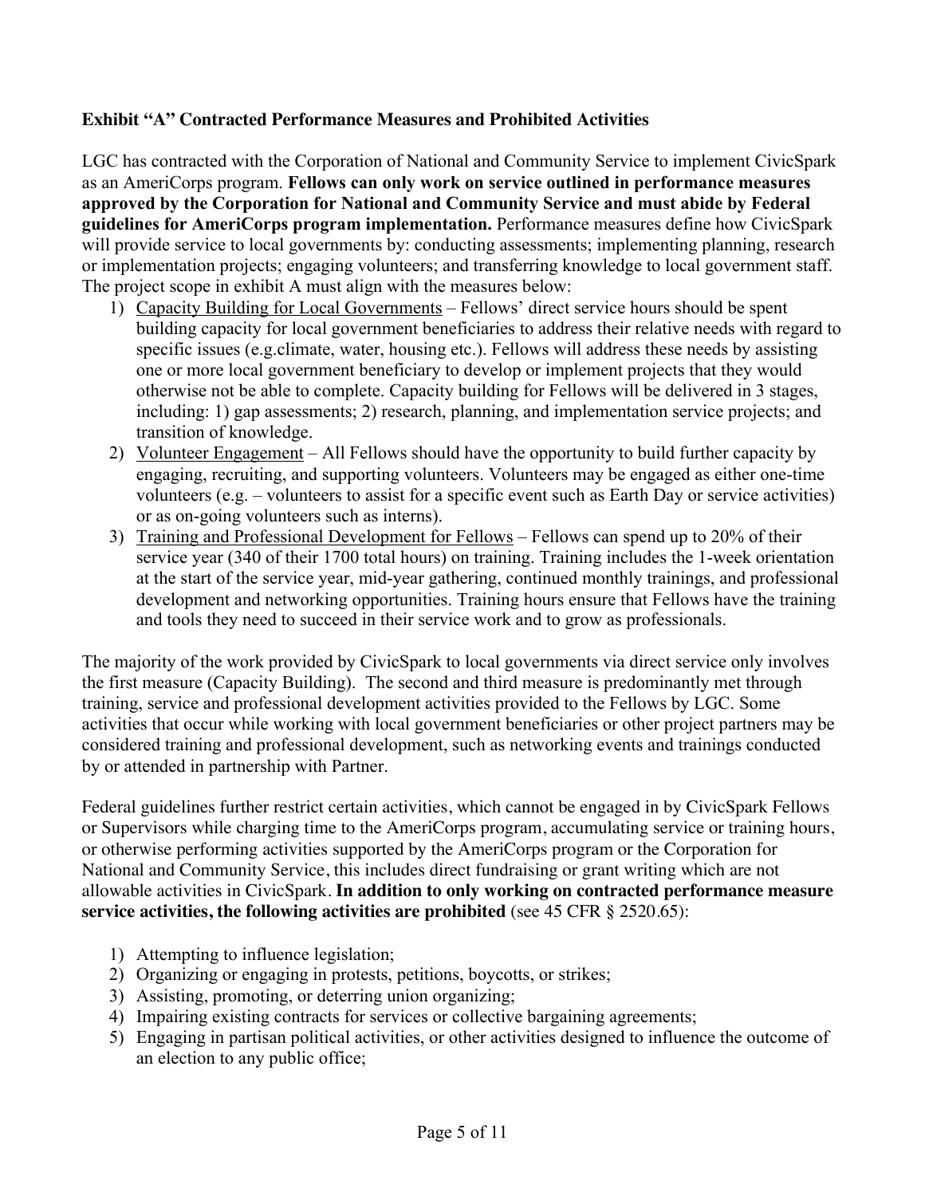**Exhibit "A" Contracted Performance Measures and Prohibited Activities**

LGC has contracted with the Corporation of National and Community Service to implement CivicSpark as an AmeriCorps program. **Fellows can only work on service outlined in performance measures approved by the Corporation for National and Community Service and must abide by Federal guidelines for AmeriCorps program implementation.** Performance measures define how CivicSpark will provide service to local governments by: conducting assessments; implementing planning, research or implementation projects; engaging volunteers; and transferring knowledge to local government staff. The project scope in exhibit A must align with the measures below:

1) Capacity Building for Local Governments – Fellows' direct service hours should be spent building capacity for local government beneficiaries to address their relative needs with regard to specific issues (e.g.climate, water, housing etc.). Fellows will address these needs by assisting one or more local government beneficiary to develop or implement projects that they would otherwise not be able to complete. Capacity building for Fellows will be delivered in 3 stages, including: 1) gap assessments; 2) research, planning, and implementation service projects; and transition of knowledge.
2) Volunteer Engagement – All Fellows should have the opportunity to build further capacity by engaging, recruiting, and supporting volunteers. Volunteers may be engaged as either one-time volunteers (e.g. – volunteers to assist for a specific event such as Earth Day or service activities) or as on-going volunteers such as interns).
3) Training and Professional Development for Fellows – Fellows can spend up to 20% of their service year (340 of their 1700 total hours) on training. Training includes the 1-week orientation at the start of the service year, mid-year gathering, continued monthly trainings, and professional development and networking opportunities. Training hours ensure that Fellows have the training and tools they need to succeed in their service work and to grow as professionals.

The majority of the work provided by CivicSpark to local governments via direct service only involves the first measure (Capacity Building). The second and third measure is predominantly met through training, service and professional development activities provided to the Fellows by LGC. Some activities that occur while working with local government beneficiaries or other project partners may be considered training and professional development, such as networking events and trainings conducted by or attended in partnership with Partner.

Federal guidelines further restrict certain activities, which cannot be engaged in by CivicSpark Fellows or Supervisors while charging time to the AmeriCorps program, accumulating service or training hours, or otherwise performing activities supported by the AmeriCorps program or the Corporation for National and Community Service, this includes direct fundraising or grant writing which are not allowable activities in CivicSpark. **In addition to only working on contracted performance measure service activities, the following activities are prohibited** (see 45 CFR § 2520.65):

1) Attempting to influence legislation;
2) Organizing or engaging in protests, petitions, boycotts, or strikes;
3) Assisting, promoting, or deterring union organizing;
4) Impairing existing contracts for services or collective bargaining agreements;
5) Engaging in partisan political activities, or other activities designed to influence the outcome of an election to any public office;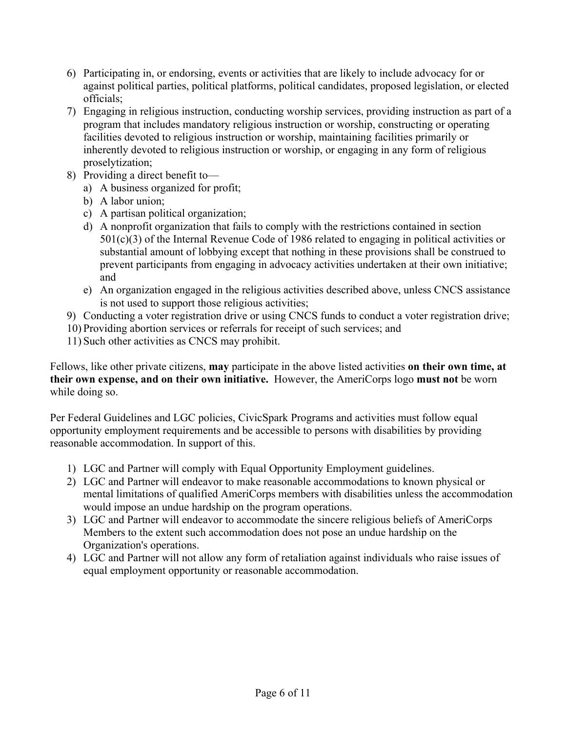6) Participating in, or endorsing, events or activities that are likely to include advocacy for or against political parties, political platforms, political candidates, proposed legislation, or elected officials;
7) Engaging in religious instruction, conducting worship services, providing instruction as part of a program that includes mandatory religious instruction or worship, constructing or operating facilities devoted to religious instruction or worship, maintaining facilities primarily or inherently devoted to religious instruction or worship, or engaging in any form of religious proselytization;
8) Providing a direct benefit to—
    a) A business organized for profit;
    b) A labor union;
    c) A partisan political organization;
    d) A nonprofit organization that fails to comply with the restrictions contained in section 501(c)(3) of the Internal Revenue Code of 1986 related to engaging in political activities or substantial amount of lobbying except that nothing in these provisions shall be construed to prevent participants from engaging in advocacy activities undertaken at their own initiative; and
    e) An organization engaged in the religious activities described above, unless CNCS assistance is not used to support those religious activities;
9) Conducting a voter registration drive or using CNCS funds to conduct a voter registration drive;
10) Providing abortion services or referrals for receipt of such services; and
11) Such other activities as CNCS may prohibit.

Fellows, like other private citizens, **may** participate in the above listed activities **on their own time, at their own expense, and on their own initiative.** However, the AmeriCorps logo **must not** be worn while doing so.

Per Federal Guidelines and LGC policies, CivicSpark Programs and activities must follow equal opportunity employment requirements and be accessible to persons with disabilities by providing reasonable accommodation. In support of this.

1) LGC and Partner will comply with Equal Opportunity Employment guidelines.
2) LGC and Partner will endeavor to make reasonable accommodations to known physical or mental limitations of qualified AmeriCorps members with disabilities unless the accommodation would impose an undue hardship on the program operations.
3) LGC and Partner will endeavor to accommodate the sincere religious beliefs of AmeriCorps Members to the extent such accommodation does not pose an undue hardship on the Organization's operations.
4) LGC and Partner will not allow any form of retaliation against individuals who raise issues of equal employment opportunity or reasonable accommodation.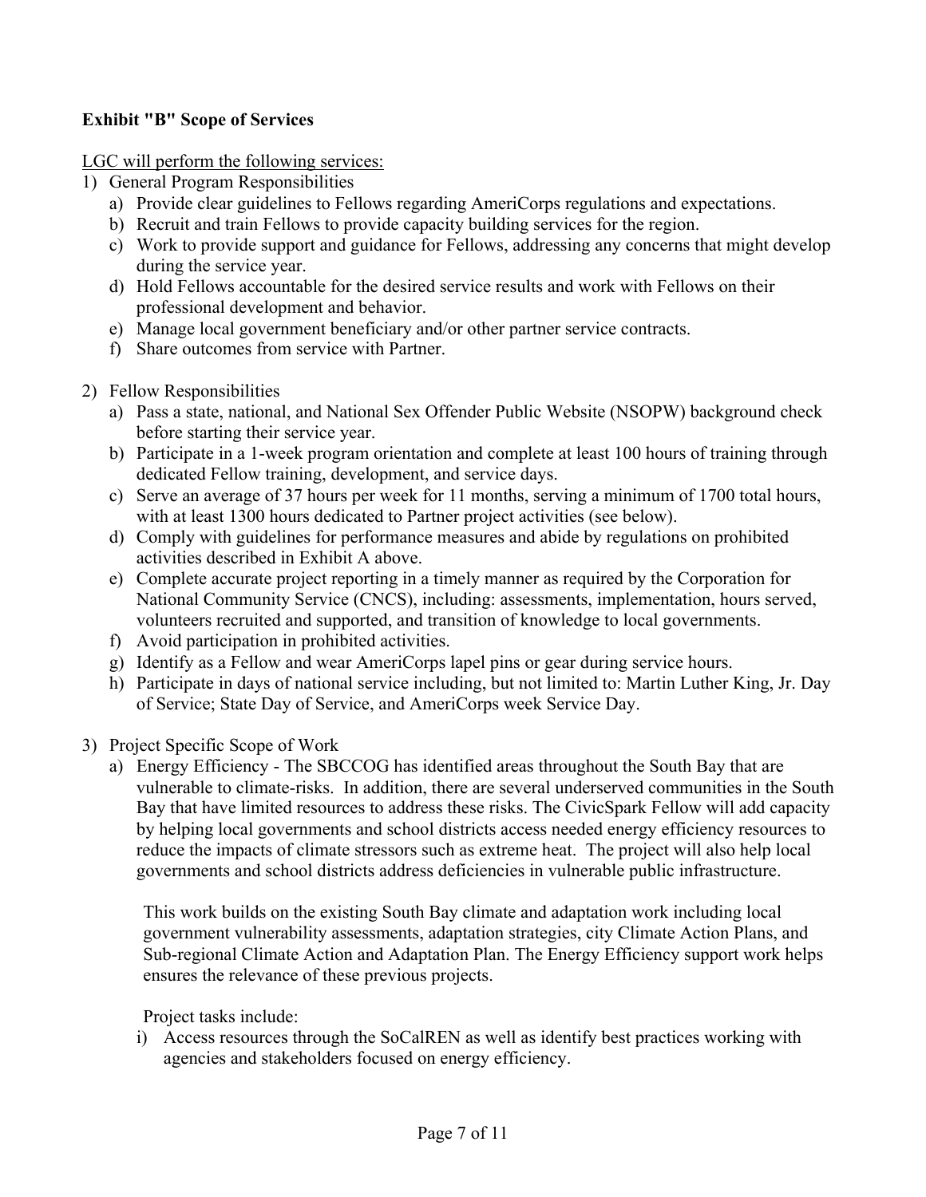**Exhibit "B" Scope of Services**

LGC will perform the following services:

1) General Program Responsibilities
   a) Provide clear guidelines to Fellows regarding AmeriCorps regulations and expectations.
   b) Recruit and train Fellows to provide capacity building services for the region.
   c) Work to provide support and guidance for Fellows, addressing any concerns that might develop during the service year.
   d) Hold Fellows accountable for the desired service results and work with Fellows on their professional development and behavior.
   e) Manage local government beneficiary and/or other partner service contracts.
   f) Share outcomes from service with Partner.

2) Fellow Responsibilities
   a) Pass a state, national, and National Sex Offender Public Website (NSOPW) background check before starting their service year.
   b) Participate in a 1-week program orientation and complete at least 100 hours of training through dedicated Fellow training, development, and service days.
   c) Serve an average of 37 hours per week for 11 months, serving a minimum of 1700 total hours, with at least 1300 hours dedicated to Partner project activities (see below).
   d) Comply with guidelines for performance measures and abide by regulations on prohibited activities described in Exhibit A above.
   e) Complete accurate project reporting in a timely manner as required by the Corporation for National Community Service (CNCS), including: assessments, implementation, hours served, volunteers recruited and supported, and transition of knowledge to local governments.
   f) Avoid participation in prohibited activities.
   g) Identify as a Fellow and wear AmeriCorps lapel pins or gear during service hours.
   h) Participate in days of national service including, but not limited to: Martin Luther King, Jr. Day of Service; State Day of Service, and AmeriCorps week Service Day.

3) Project Specific Scope of Work
   a) Energy Efficiency - The SBCCOG has identified areas throughout the South Bay that are vulnerable to climate-risks. In addition, there are several underserved communities in the South Bay that have limited resources to address these risks. The CivicSpark Fellow will add capacity by helping local governments and school districts access needed energy efficiency resources to reduce the impacts of climate stressors such as extreme heat. The project will also help local governments and school districts address deficiencies in vulnerable public infrastructure.

      This work builds on the existing South Bay climate and adaptation work including local government vulnerability assessments, adaptation strategies, city Climate Action Plans, and Sub-regional Climate Action and Adaptation Plan. The Energy Efficiency support work helps ensures the relevance of these previous projects.

      Project tasks include:

      i) Access resources through the SoCalREN as well as identify best practices working with agencies and stakeholders focused on energy efficiency.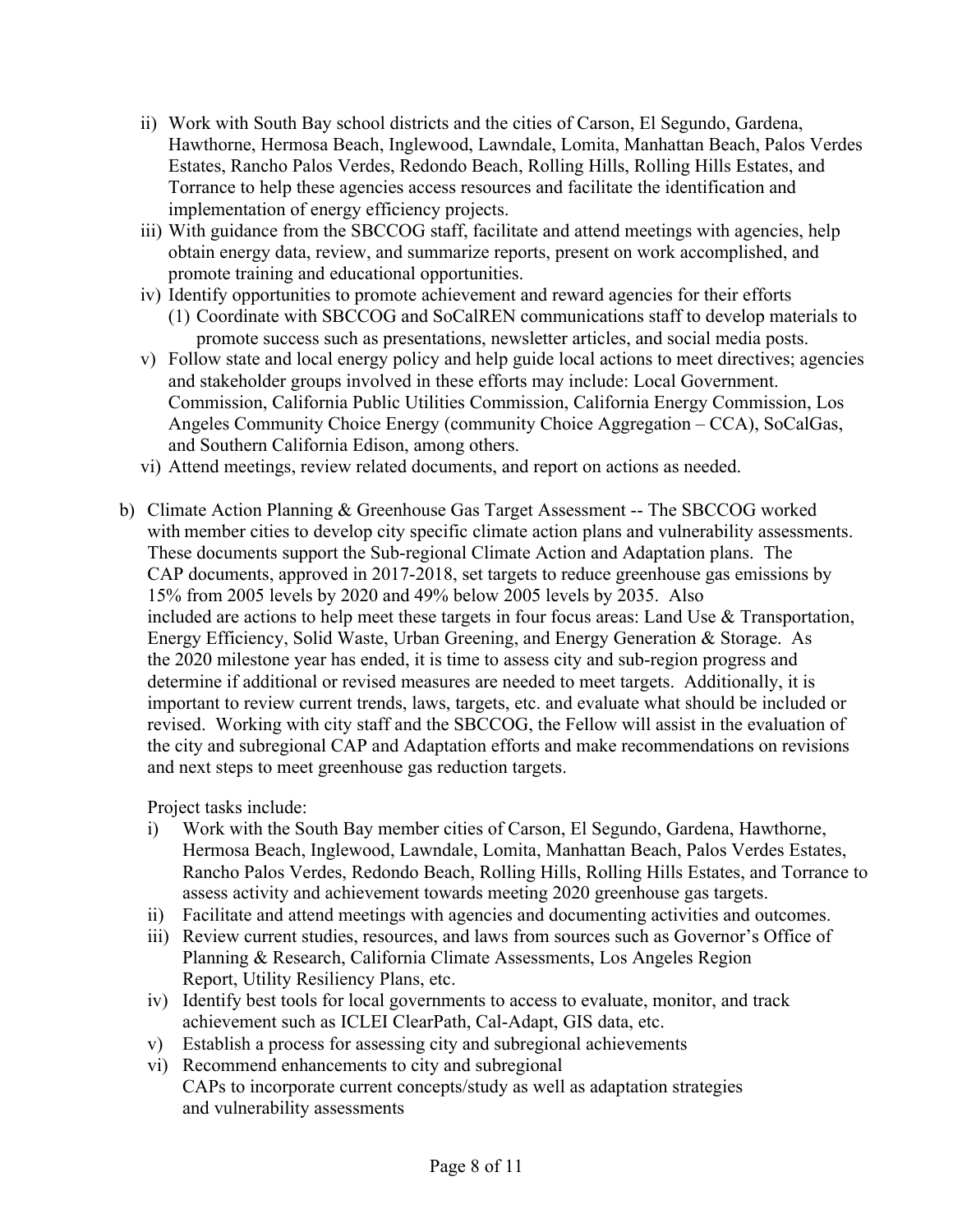ii) Work with South Bay school districts and the cities of Carson, El Segundo, Gardena, Hawthorne, Hermosa Beach, Inglewood, Lawndale, Lomita, Manhattan Beach, Palos Verdes Estates, Rancho Palos Verdes, Redondo Beach, Rolling Hills, Rolling Hills Estates, and Torrance to help these agencies access resources and facilitate the identification and implementation of energy efficiency projects.

iii) With guidance from the SBCCOG staff, facilitate and attend meetings with agencies, help obtain energy data, review, and summarize reports, present on work accomplished, and promote training and educational opportunities.

iv) Identify opportunities to promote achievement and reward agencies for their efforts
   (1) Coordinate with SBCCOG and SoCalREN communications staff to develop materials to promote success such as presentations, newsletter articles, and social media posts.

v) Follow state and local energy policy and help guide local actions to meet directives; agencies and stakeholder groups involved in these efforts may include: Local Government. Commission, California Public Utilities Commission, California Energy Commission, Los Angeles Community Choice Energy (community Choice Aggregation – CCA), SoCalGas, and Southern California Edison, among others.

vi) Attend meetings, review related documents, and report on actions as needed.

b) Climate Action Planning & Greenhouse Gas Target Assessment -- The SBCCOG worked with member cities to develop city specific climate action plans and vulnerability assessments. These documents support the Sub-regional Climate Action and Adaptation plans. The CAP documents, approved in 2017-2018, set targets to reduce greenhouse gas emissions by 15% from 2005 levels by 2020 and 49% below 2005 levels by 2035. Also included are actions to help meet these targets in four focus areas: Land Use & Transportation, Energy Efficiency, Solid Waste, Urban Greening, and Energy Generation & Storage. As the 2020 milestone year has ended, it is time to assess city and sub-region progress and determine if additional or revised measures are needed to meet targets. Additionally, it is important to review current trends, laws, targets, etc. and evaluate what should be included or revised. Working with city staff and the SBCCOG, the Fellow will assist in the evaluation of the city and subregional CAP and Adaptation efforts and make recommendations on revisions and next steps to meet greenhouse gas reduction targets.

   Project tasks include:

   i) Work with the South Bay member cities of Carson, El Segundo, Gardena, Hawthorne, Hermosa Beach, Inglewood, Lawndale, Lomita, Manhattan Beach, Palos Verdes Estates, Rancho Palos Verdes, Redondo Beach, Rolling Hills, Rolling Hills Estates, and Torrance to assess activity and achievement towards meeting 2020 greenhouse gas targets.
   ii) Facilitate and attend meetings with agencies and documenting activities and outcomes.
   iii) Review current studies, resources, and laws from sources such as Governor's Office of Planning & Research, California Climate Assessments, Los Angeles Region Report, Utility Resiliency Plans, etc.
   iv) Identify best tools for local governments to access to evaluate, monitor, and track achievement such as ICLEI ClearPath, Cal-Adapt, GIS data, etc.
   v) Establish a process for assessing city and subregional achievements
   vi) Recommend enhancements to city and subregional CAPs to incorporate current concepts/study as well as adaptation strategies and vulnerability assessments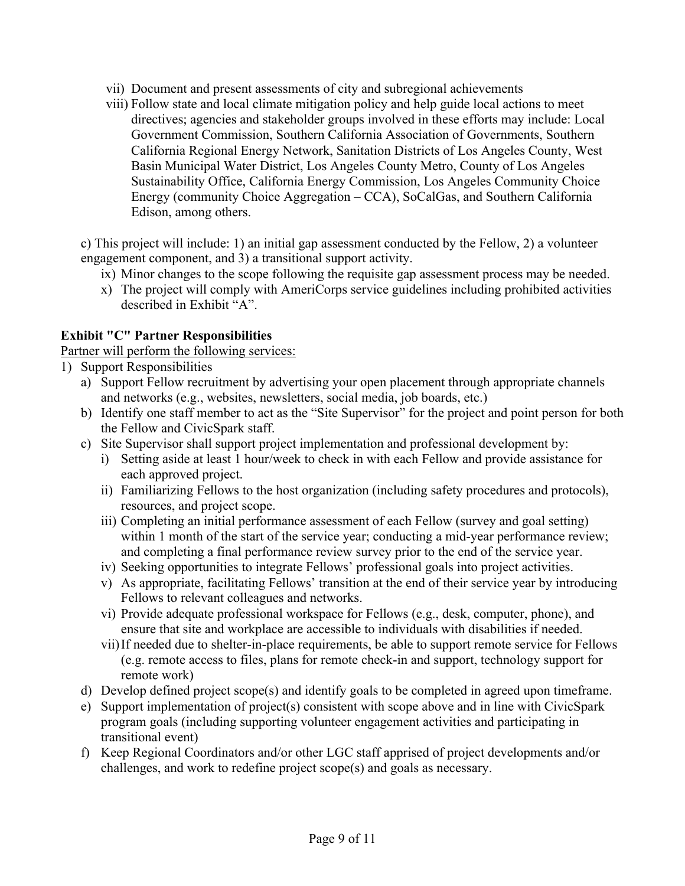vii) Document and present assessments of city and subregional achievements

viii) Follow state and local climate mitigation policy and help guide local actions to meet directives; agencies and stakeholder groups involved in these efforts may include: Local Government Commission, Southern California Association of Governments, Southern California Regional Energy Network, Sanitation Districts of Los Angeles County, West Basin Municipal Water District, Los Angeles County Metro, County of Los Angeles Sustainability Office, California Energy Commission, Los Angeles Community Choice Energy (community Choice Aggregation – CCA), SoCalGas, and Southern California Edison, among others.

c) This project will include: 1) an initial gap assessment conducted by the Fellow, 2) a volunteer engagement component, and 3) a transitional support activity.

ix) Minor changes to the scope following the requisite gap assessment process may be needed.

x) The project will comply with AmeriCorps service guidelines including prohibited activities described in Exhibit "A".

**Exhibit "C" Partner Responsibilities**

<u>Partner will perform the following services:</u>

1) Support Responsibilities
   a) Support Fellow recruitment by advertising your open placement through appropriate channels and networks (e.g., websites, newsletters, social media, job boards, etc.)
   b) Identify one staff member to act as the "Site Supervisor" for the project and point person for both the Fellow and CivicSpark staff.
   c) Site Supervisor shall support project implementation and professional development by:
      i) Setting aside at least 1 hour/week to check in with each Fellow and provide assistance for each approved project.
      ii) Familiarizing Fellows to the host organization (including safety procedures and protocols), resources, and project scope.
      iii) Completing an initial performance assessment of each Fellow (survey and goal setting) within 1 month of the start of the service year; conducting a mid-year performance review; and completing a final performance review survey prior to the end of the service year.
      iv) Seeking opportunities to integrate Fellows' professional goals into project activities.
      v) As appropriate, facilitating Fellows' transition at the end of their service year by introducing Fellows to relevant colleagues and networks.
      vi) Provide adequate professional workspace for Fellows (e.g., desk, computer, phone), and ensure that site and workplace are accessible to individuals with disabilities if needed.
      vii) If needed due to shelter-in-place requirements, be able to support remote service for Fellows (e.g. remote access to files, plans for remote check-in and support, technology support for remote work)
   d) Develop defined project scope(s) and identify goals to be completed in agreed upon timeframe.
   e) Support implementation of project(s) consistent with scope above and in line with CivicSpark program goals (including supporting volunteer engagement activities and participating in transitional event)
   f) Keep Regional Coordinators and/or other LGC staff apprised of project developments and/or challenges, and work to redefine project scope(s) and goals as necessary.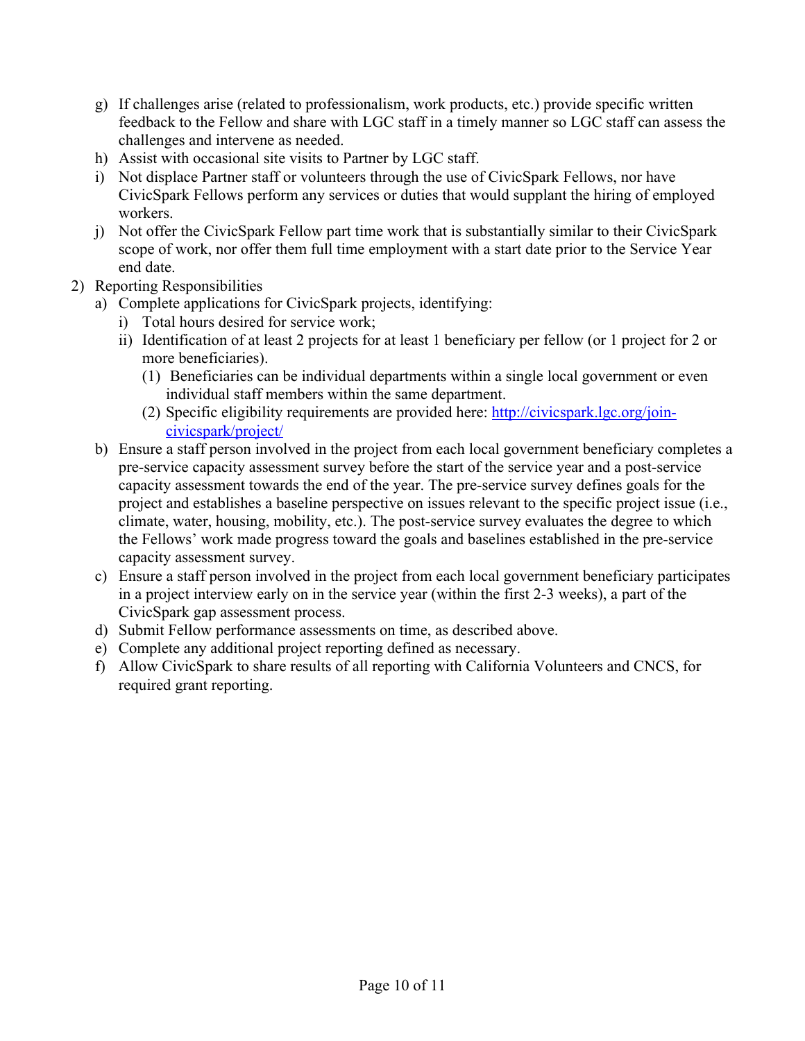g) If challenges arise (related to professionalism, work products, etc.) provide specific written feedback to the Fellow and share with LGC staff in a timely manner so LGC staff can assess the challenges and intervene as needed.

h) Assist with occasional site visits to Partner by LGC staff.

i) Not displace Partner staff or volunteers through the use of CivicSpark Fellows, nor have CivicSpark Fellows perform any services or duties that would supplant the hiring of employed workers.

j) Not offer the CivicSpark Fellow part time work that is substantially similar to their CivicSpark scope of work, nor offer them full time employment with a start date prior to the Service Year end date.

2) Reporting Responsibilities

   a) Complete applications for CivicSpark projects, identifying:

      i) Total hours desired for service work;

      ii) Identification of at least 2 projects for at least 1 beneficiary per fellow (or 1 project for 2 or more beneficiaries).

         (1) Beneficiaries can be individual departments within a single local government or even individual staff members within the same department.

         (2) Specific eligibility requirements are provided here: [http://civicspark.lgc.org/join-civicspark/project/](http://civicspark.lgc.org/join-civicspark/project/)

   b) Ensure a staff person involved in the project from each local government beneficiary completes a pre-service capacity assessment survey before the start of the service year and a post-service capacity assessment towards the end of the year. The pre-service survey defines goals for the project and establishes a baseline perspective on issues relevant to the specific project issue (i.e., climate, water, housing, mobility, etc.). The post-service survey evaluates the degree to which the Fellows' work made progress toward the goals and baselines established in the pre-service capacity assessment survey.

   c) Ensure a staff person involved in the project from each local government beneficiary participates in a project interview early on in the service year (within the first 2-3 weeks), a part of the CivicSpark gap assessment process.

   d) Submit Fellow performance assessments on time, as described above.

   e) Complete any additional project reporting defined as necessary.

   f) Allow CivicSpark to share results of all reporting with California Volunteers and CNCS, for required grant reporting.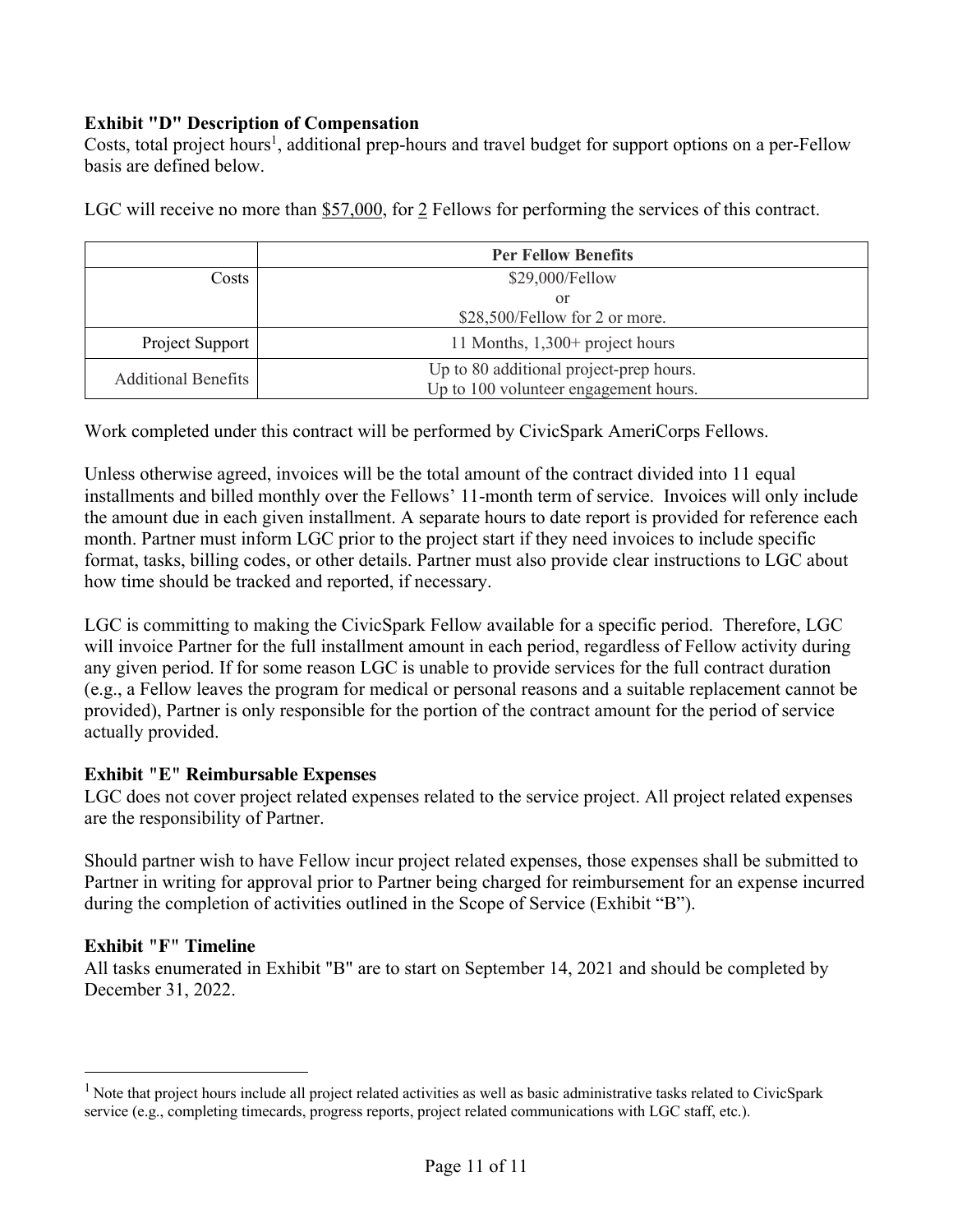**Exhibit "D" Description of Compensation**

Costs, total project hours[1], additional prep-hours and travel budget for support options on a per-Fellow basis are defined below.

LGC will receive no more than $57,000, for 2 Fellows for performing the services of this contract.

| | Per Fellow Benefits |
|---|---|
| Costs | $29,000/Fellow<br>or<br>$28,500/Fellow for 2 or more. |
| Project Support | 11 Months, 1,300+ project hours |
| Additional Benefits | Up to 80 additional project-prep hours.<br>Up to 100 volunteer engagement hours. |

Work completed under this contract will be performed by CivicSpark AmeriCorps Fellows.

Unless otherwise agreed, invoices will be the total amount of the contract divided into 11 equal installments and billed monthly over the Fellows' 11-month term of service. Invoices will only include the amount due in each given installment. A separate hours to date report is provided for reference each month. Partner must inform LGC prior to the project start if they need invoices to include specific format, tasks, billing codes, or other details. Partner must also provide clear instructions to LGC about how time should be tracked and reported, if necessary.

LGC is committing to making the CivicSpark Fellow available for a specific period. Therefore, LGC will invoice Partner for the full installment amount in each period, regardless of Fellow activity during any given period. If for some reason LGC is unable to provide services for the full contract duration (e.g., a Fellow leaves the program for medical or personal reasons and a suitable replacement cannot be provided), Partner is only responsible for the portion of the contract amount for the period of service actually provided.

**Exhibit "E" Reimbursable Expenses**

LGC does not cover project related expenses related to the service project. All project related expenses are the responsibility of Partner.

Should partner wish to have Fellow incur project related expenses, those expenses shall be submitted to Partner in writing for approval prior to Partner being charged for reimbursement for an expense incurred during the completion of activities outlined in the Scope of Service (Exhibit "B").

**Exhibit "F" Timeline**

All tasks enumerated in Exhibit "B" are to start on September 14, 2021 and should be completed by December 31, 2022.

[1] Note that project hours include all project related activities as well as basic administrative tasks related to CivicSpark service (e.g., completing timecards, progress reports, project related communications with LGC staff, etc.).